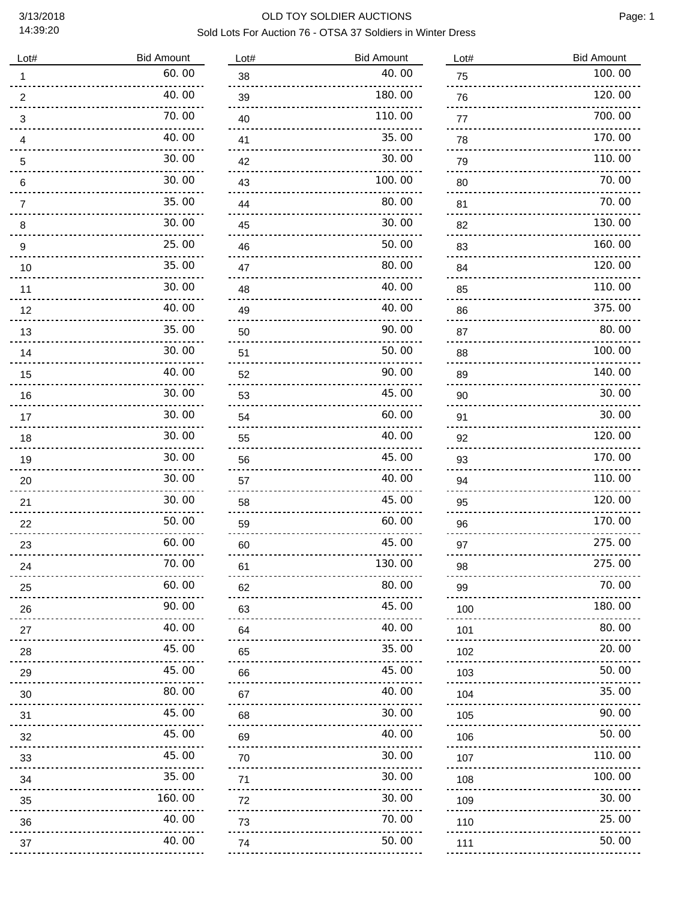# OLD TOY SOLDIER AUCTIONS

## Sold Lots For Auction 76 - OTSA 37 Soldiers in Winter Dress

3/13/2018
14:39:20

| Lot# | Bid Amount |
|---|---|
| 1 | 60. 00 |
| 2 | 40. 00 |
| 3 | 70. 00 |
| 4 | 40. 00 |
| 5 | 30. 00 |
| 6 | 30. 00 |
| 7 | 35. 00 |
| 8 | 30. 00 |
| 9 | 25. 00 |
| 10 | 35. 00 |
| 11 | 30. 00 |
| 12 | 40. 00 |
| 13 | 35. 00 |
| 14 | 30. 00 |
| 15 | 40. 00 |
| 16 | 30. 00 |
| 17 | 30. 00 |
| 18 | 30. 00 |
| 19 | 30. 00 |
| 20 | 30. 00 |
| 21 | 30. 00 |
| 22 | 50. 00 |
| 23 | 60. 00 |
| 24 | 70. 00 |
| 25 | 60. 00 |
| 26 | 90. 00 |
| 27 | 40. 00 |
| 28 | 45. 00 |
| 29 | 45. 00 |
| 30 | 80. 00 |
| 31 | 45. 00 |
| 32 | 45. 00 |
| 33 | 45. 00 |
| 34 | 35. 00 |
| 35 | 160. 00 |
| 36 | 40. 00 |
| 37 | 40. 00 |
| 38 | 40. 00 |
| 39 | 180. 00 |
| 40 | 110. 00 |
| 41 | 35. 00 |
| 42 | 30. 00 |
| 43 | 100. 00 |
| 44 | 80. 00 |
| 45 | 30. 00 |
| 46 | 50. 00 |
| 47 | 80. 00 |
| 48 | 40. 00 |
| 49 | 40. 00 |
| 50 | 90. 00 |
| 51 | 50. 00 |
| 52 | 90. 00 |
| 53 | 45. 00 |
| 54 | 60. 00 |
| 55 | 40. 00 |
| 56 | 45. 00 |
| 57 | 40. 00 |
| 58 | 45. 00 |
| 59 | 60. 00 |
| 60 | 45. 00 |
| 61 | 130. 00 |
| 62 | 80. 00 |
| 63 | 45. 00 |
| 64 | 40. 00 |
| 65 | 35. 00 |
| 66 | 45. 00 |
| 67 | 40. 00 |
| 68 | 30. 00 |
| 69 | 40. 00 |
| 70 | 30. 00 |
| 71 | 30. 00 |
| 72 | 30. 00 |
| 73 | 70. 00 |
| 74 | 50. 00 |
| 75 | 100. 00 |
| 76 | 120. 00 |
| 77 | 700. 00 |
| 78 | 170. 00 |
| 79 | 110. 00 |
| 80 | 70. 00 |
| 81 | 70. 00 |
| 82 | 130. 00 |
| 83 | 160. 00 |
| 84 | 120. 00 |
| 85 | 110. 00 |
| 86 | 375. 00 |
| 87 | 80. 00 |
| 88 | 100. 00 |
| 89 | 140. 00 |
| 90 | 30. 00 |
| 91 | 30. 00 |
| 92 | 120. 00 |
| 93 | 170. 00 |
| 94 | 110. 00 |
| 95 | 120. 00 |
| 96 | 170. 00 |
| 97 | 275. 00 |
| 98 | 275. 00 |
| 99 | 70. 00 |
| 100 | 180. 00 |
| 101 | 80. 00 |
| 102 | 20. 00 |
| 103 | 50. 00 |
| 104 | 35. 00 |
| 105 | 90. 00 |
| 106 | 50. 00 |
| 107 | 110. 00 |
| 108 | 100. 00 |
| 109 | 30. 00 |
| 110 | 25. 00 |
| 111 | 50. 00 |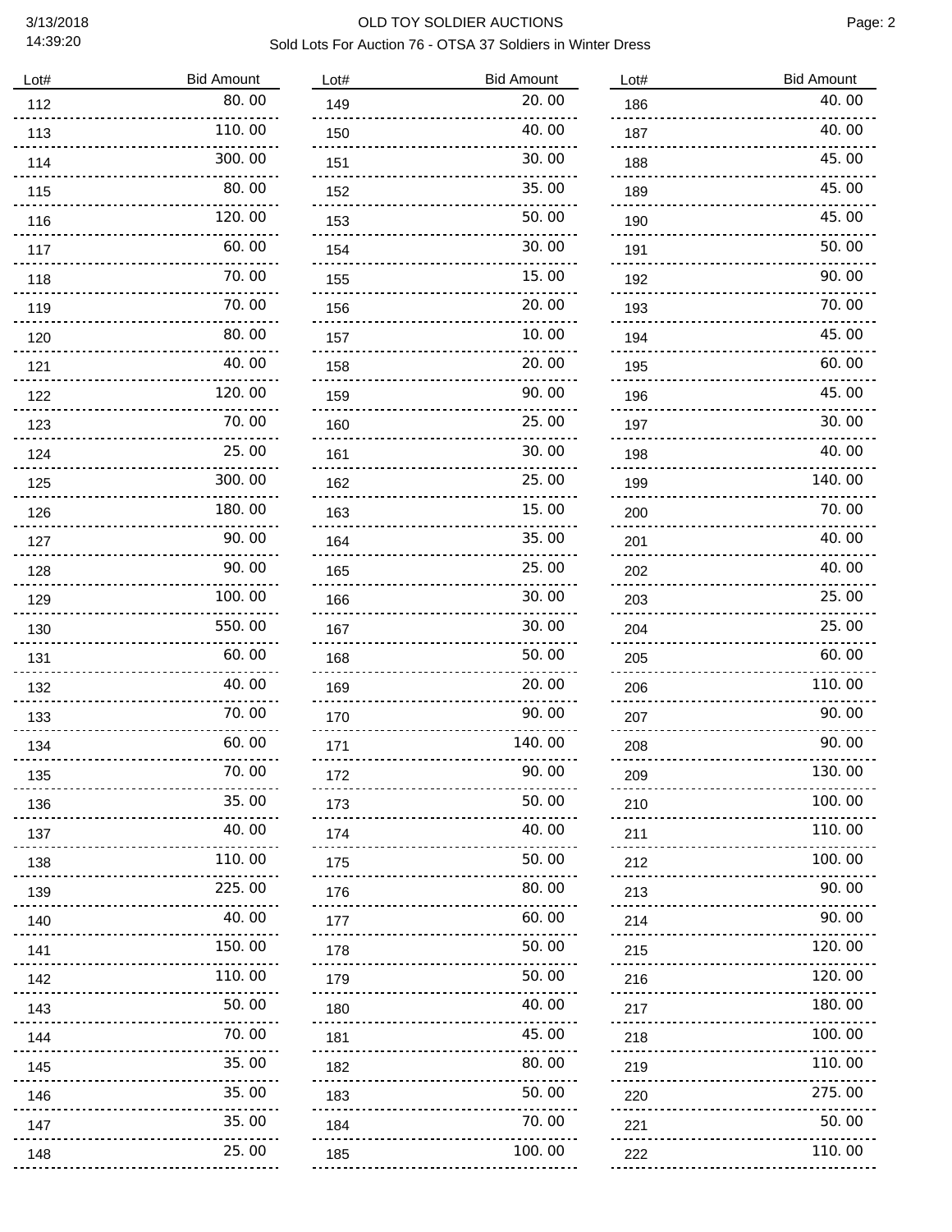# OLD TOY SOLDIER AUCTIONS

## Sold Lots For Auction 76 - OTSA 37 Soldiers in Winter Dress

| Lot# | Bid Amount |
|---|---|
| 112 | 80. 00 |
| 113 | 110. 00 |
| 114 | 300. 00 |
| 115 | 80. 00 |
| 116 | 120. 00 |
| 117 | 60. 00 |
| 118 | 70. 00 |
| 119 | 70. 00 |
| 120 | 80. 00 |
| 121 | 40. 00 |
| 122 | 120. 00 |
| 123 | 70. 00 |
| 124 | 25. 00 |
| 125 | 300. 00 |
| 126 | 180. 00 |
| 127 | 90. 00 |
| 128 | 90. 00 |
| 129 | 100. 00 |
| 130 | 550. 00 |
| 131 | 60. 00 |
| 132 | 40. 00 |
| 133 | 70. 00 |
| 134 | 60. 00 |
| 135 | 70. 00 |
| 136 | 35. 00 |
| 137 | 40. 00 |
| 138 | 110. 00 |
| 139 | 225. 00 |
| 140 | 40. 00 |
| 141 | 150. 00 |
| 142 | 110. 00 |
| 143 | 50. 00 |
| 144 | 70. 00 |
| 145 | 35. 00 |
| 146 | 35. 00 |
| 147 | 35. 00 |
| 148 | 25. 00 |
| 149 | 20. 00 |
| 150 | 40. 00 |
| 151 | 30. 00 |
| 152 | 35. 00 |
| 153 | 50. 00 |
| 154 | 30. 00 |
| 155 | 15. 00 |
| 156 | 20. 00 |
| 157 | 10. 00 |
| 158 | 20. 00 |
| 159 | 90. 00 |
| 160 | 25. 00 |
| 161 | 30. 00 |
| 162 | 25. 00 |
| 163 | 15. 00 |
| 164 | 35. 00 |
| 165 | 25. 00 |
| 166 | 30. 00 |
| 167 | 30. 00 |
| 168 | 50. 00 |
| 169 | 20. 00 |
| 170 | 90. 00 |
| 171 | 140. 00 |
| 172 | 90. 00 |
| 173 | 50. 00 |
| 174 | 40. 00 |
| 175 | 50. 00 |
| 176 | 80. 00 |
| 177 | 60. 00 |
| 178 | 50. 00 |
| 179 | 50. 00 |
| 180 | 40. 00 |
| 181 | 45. 00 |
| 182 | 80. 00 |
| 183 | 50. 00 |
| 184 | 70. 00 |
| 185 | 100. 00 |
| 186 | 40. 00 |
| 187 | 40. 00 |
| 188 | 45. 00 |
| 189 | 45. 00 |
| 190 | 45. 00 |
| 191 | 50. 00 |
| 192 | 90. 00 |
| 193 | 70. 00 |
| 194 | 45. 00 |
| 195 | 60. 00 |
| 196 | 45. 00 |
| 197 | 30. 00 |
| 198 | 40. 00 |
| 199 | 140. 00 |
| 200 | 70. 00 |
| 201 | 40. 00 |
| 202 | 40. 00 |
| 203 | 25. 00 |
| 204 | 25. 00 |
| 205 | 60. 00 |
| 206 | 110. 00 |
| 207 | 90. 00 |
| 208 | 90. 00 |
| 209 | 130. 00 |
| 210 | 100. 00 |
| 211 | 110. 00 |
| 212 | 100. 00 |
| 213 | 90. 00 |
| 214 | 90. 00 |
| 215 | 120. 00 |
| 216 | 120. 00 |
| 217 | 180. 00 |
| 218 | 100. 00 |
| 219 | 110. 00 |
| 220 | 275. 00 |
| 221 | 50. 00 |
| 222 | 110. 00 |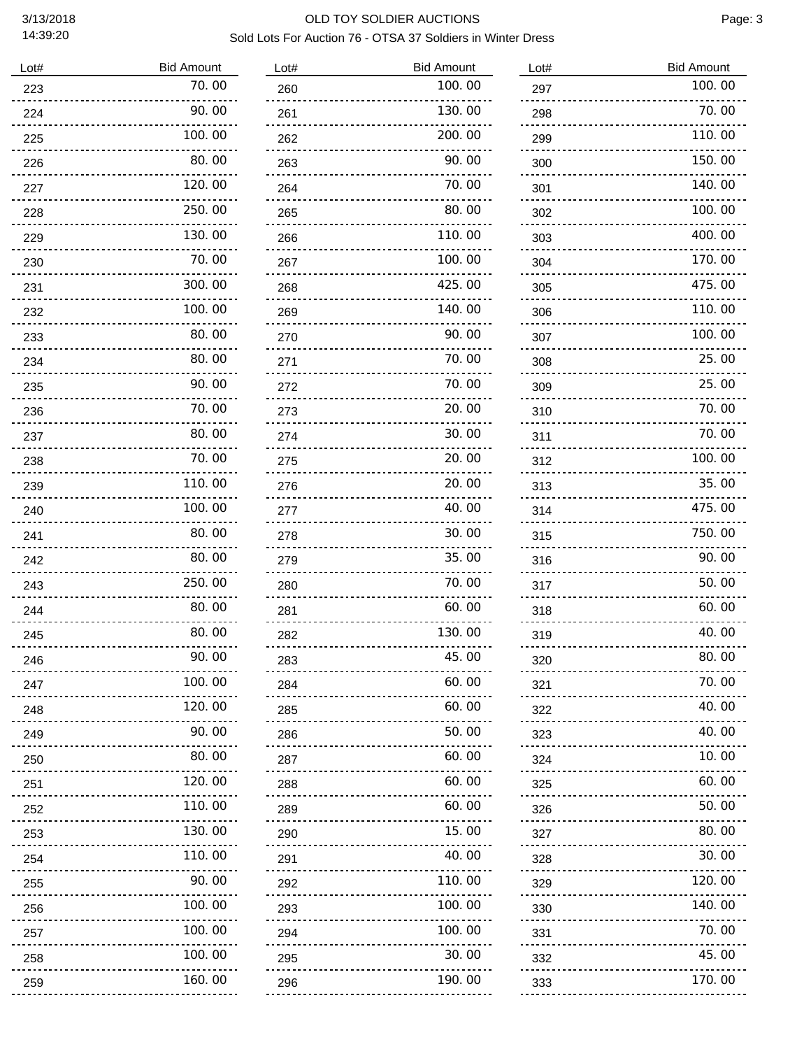# OLD TOY SOLDIER AUCTIONS

Sold Lots For Auction 76 - OTSA 37 Soldiers in Winter Dress

| Lot# | Bid Amount | Lot# | Bid Amount | Lot# | Bid Amount |
|---|---|---|---|---|---|
| 223 | 70.00 | 260 | 100.00 | 297 | 100.00 |
| 224 | 90.00 | 261 | 130.00 | 298 | 70.00 |
| 225 | 100.00 | 262 | 200.00 | 299 | 110.00 |
| 226 | 80.00 | 263 | 90.00 | 300 | 150.00 |
| 227 | 120.00 | 264 | 70.00 | 301 | 140.00 |
| 228 | 250.00 | 265 | 80.00 | 302 | 100.00 |
| 229 | 130.00 | 266 | 110.00 | 303 | 400.00 |
| 230 | 70.00 | 267 | 100.00 | 304 | 170.00 |
| 231 | 300.00 | 268 | 425.00 | 305 | 475.00 |
| 232 | 100.00 | 269 | 140.00 | 306 | 110.00 |
| 233 | 80.00 | 270 | 90.00 | 307 | 100.00 |
| 234 | 80.00 | 271 | 70.00 | 308 | 25.00 |
| 235 | 90.00 | 272 | 70.00 | 309 | 25.00 |
| 236 | 70.00 | 273 | 20.00 | 310 | 70.00 |
| 237 | 80.00 | 274 | 30.00 | 311 | 70.00 |
| 238 | 70.00 | 275 | 20.00 | 312 | 100.00 |
| 239 | 110.00 | 276 | 20.00 | 313 | 35.00 |
| 240 | 100.00 | 277 | 40.00 | 314 | 475.00 |
| 241 | 80.00 | 278 | 30.00 | 315 | 750.00 |
| 242 | 80.00 | 279 | 35.00 | 316 | 90.00 |
| 243 | 250.00 | 280 | 70.00 | 317 | 50.00 |
| 244 | 80.00 | 281 | 60.00 | 318 | 60.00 |
| 245 | 80.00 | 282 | 130.00 | 319 | 40.00 |
| 246 | 90.00 | 283 | 45.00 | 320 | 80.00 |
| 247 | 100.00 | 284 | 60.00 | 321 | 70.00 |
| 248 | 120.00 | 285 | 60.00 | 322 | 40.00 |
| 249 | 90.00 | 286 | 50.00 | 323 | 40.00 |
| 250 | 80.00 | 287 | 60.00 | 324 | 10.00 |
| 251 | 120.00 | 288 | 60.00 | 325 | 60.00 |
| 252 | 110.00 | 289 | 60.00 | 326 | 50.00 |
| 253 | 130.00 | 290 | 15.00 | 327 | 80.00 |
| 254 | 110.00 | 291 | 40.00 | 328 | 30.00 |
| 255 | 90.00 | 292 | 110.00 | 329 | 120.00 |
| 256 | 100.00 | 293 | 100.00 | 330 | 140.00 |
| 257 | 100.00 | 294 | 100.00 | 331 | 70.00 |
| 258 | 100.00 | 295 | 30.00 | 332 | 45.00 |
| 259 | 160.00 | 296 | 190.00 | 333 | 170.00 |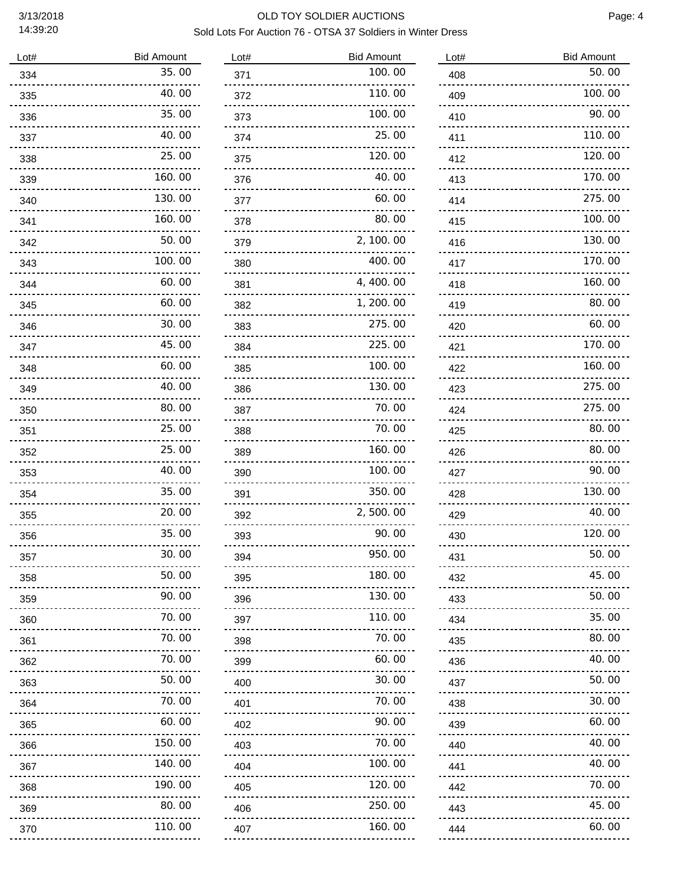# OLD TOY SOLDIER AUCTIONS

## Sold Lots For Auction 76 - OTSA 37 Soldiers in Winter Dress

3/13/2018
14:39:20

| Lot# | Bid Amount |
|---|---|
| 334 | 35. 00 |
| 335 | 40. 00 |
| 336 | 35. 00 |
| 337 | 40. 00 |
| 338 | 25. 00 |
| 339 | 160. 00 |
| 340 | 130. 00 |
| 341 | 160. 00 |
| 342 | 50. 00 |
| 343 | 100. 00 |
| 344 | 60. 00 |
| 345 | 60. 00 |
| 346 | 30. 00 |
| 347 | 45. 00 |
| 348 | 60. 00 |
| 349 | 40. 00 |
| 350 | 80. 00 |
| 351 | 25. 00 |
| 352 | 25. 00 |
| 353 | 40. 00 |
| 354 | 35. 00 |
| 355 | 20. 00 |
| 356 | 35. 00 |
| 357 | 30. 00 |
| 358 | 50. 00 |
| 359 | 90. 00 |
| 360 | 70. 00 |
| 361 | 70. 00 |
| 362 | 70. 00 |
| 363 | 50. 00 |
| 364 | 70. 00 |
| 365 | 60. 00 |
| 366 | 150. 00 |
| 367 | 140. 00 |
| 368 | 190. 00 |
| 369 | 80. 00 |
| 370 | 110. 00 |
| 371 | 100. 00 |
| 372 | 110. 00 |
| 373 | 100. 00 |
| 374 | 25. 00 |
| 375 | 120. 00 |
| 376 | 40. 00 |
| 377 | 60. 00 |
| 378 | 80. 00 |
| 379 | 2, 100. 00 |
| 380 | 400. 00 |
| 381 | 4, 400. 00 |
| 382 | 1, 200. 00 |
| 383 | 275. 00 |
| 384 | 225. 00 |
| 385 | 100. 00 |
| 386 | 130. 00 |
| 387 | 70. 00 |
| 388 | 70. 00 |
| 389 | 160. 00 |
| 390 | 100. 00 |
| 391 | 350. 00 |
| 392 | 2, 500. 00 |
| 393 | 90. 00 |
| 394 | 950. 00 |
| 395 | 180. 00 |
| 396 | 130. 00 |
| 397 | 110. 00 |
| 398 | 70. 00 |
| 399 | 60. 00 |
| 400 | 30. 00 |
| 401 | 70. 00 |
| 402 | 90. 00 |
| 403 | 70. 00 |
| 404 | 100. 00 |
| 405 | 120. 00 |
| 406 | 250. 00 |
| 407 | 160. 00 |
| 408 | 50. 00 |
| 409 | 100. 00 |
| 410 | 90. 00 |
| 411 | 110. 00 |
| 412 | 120. 00 |
| 413 | 170. 00 |
| 414 | 275. 00 |
| 415 | 100. 00 |
| 416 | 130. 00 |
| 417 | 170. 00 |
| 418 | 160. 00 |
| 419 | 80. 00 |
| 420 | 60. 00 |
| 421 | 170. 00 |
| 422 | 160. 00 |
| 423 | 275. 00 |
| 424 | 275. 00 |
| 425 | 80. 00 |
| 426 | 80. 00 |
| 427 | 90. 00 |
| 428 | 130. 00 |
| 429 | 40. 00 |
| 430 | 120. 00 |
| 431 | 50. 00 |
| 432 | 45. 00 |
| 433 | 50. 00 |
| 434 | 35. 00 |
| 435 | 80. 00 |
| 436 | 40. 00 |
| 437 | 50. 00 |
| 438 | 30. 00 |
| 439 | 60. 00 |
| 440 | 40. 00 |
| 441 | 40. 00 |
| 442 | 70. 00 |
| 443 | 45. 00 |
| 444 | 60. 00 |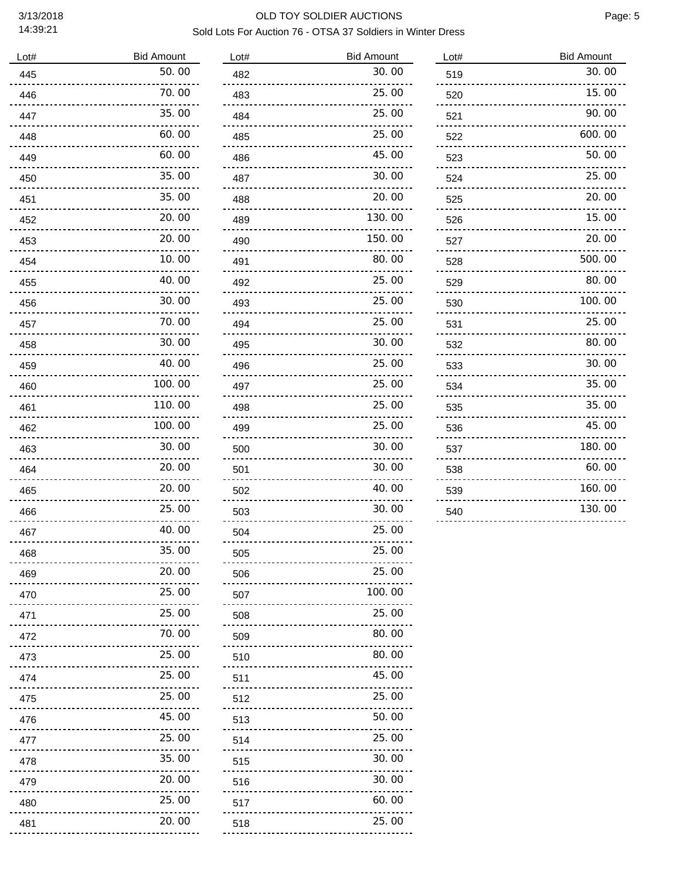# OLD TOY SOLDIER AUCTIONS

## Sold Lots For Auction 76 - OTSA 37 Soldiers in Winter Dress

| Lot# | Bid Amount |
|---|---|
| 445 | 50.00 |
| 446 | 70.00 |
| 447 | 35.00 |
| 448 | 60.00 |
| 449 | 60.00 |
| 450 | 35.00 |
| 451 | 35.00 |
| 452 | 20.00 |
| 453 | 20.00 |
| 454 | 10.00 |
| 455 | 40.00 |
| 456 | 30.00 |
| 457 | 70.00 |
| 458 | 30.00 |
| 459 | 40.00 |
| 460 | 100.00 |
| 461 | 110.00 |
| 462 | 100.00 |
| 463 | 30.00 |
| 464 | 20.00 |
| 465 | 20.00 |
| 466 | 25.00 |
| 467 | 40.00 |
| 468 | 35.00 |
| 469 | 20.00 |
| 470 | 25.00 |
| 471 | 25.00 |
| 472 | 70.00 |
| 473 | 25.00 |
| 474 | 25.00 |
| 475 | 25.00 |
| 476 | 45.00 |
| 477 | 25.00 |
| 478 | 35.00 |
| 479 | 20.00 |
| 480 | 25.00 |
| 481 | 20.00 |
| 482 | 30.00 |
| 483 | 25.00 |
| 484 | 25.00 |
| 485 | 25.00 |
| 486 | 45.00 |
| 487 | 30.00 |
| 488 | 20.00 |
| 489 | 130.00 |
| 490 | 150.00 |
| 491 | 80.00 |
| 492 | 25.00 |
| 493 | 25.00 |
| 494 | 25.00 |
| 495 | 30.00 |
| 496 | 25.00 |
| 497 | 25.00 |
| 498 | 25.00 |
| 499 | 25.00 |
| 500 | 30.00 |
| 501 | 30.00 |
| 502 | 40.00 |
| 503 | 30.00 |
| 504 | 25.00 |
| 505 | 25.00 |
| 506 | 25.00 |
| 507 | 100.00 |
| 508 | 25.00 |
| 509 | 80.00 |
| 510 | 80.00 |
| 511 | 45.00 |
| 512 | 25.00 |
| 513 | 50.00 |
| 514 | 25.00 |
| 515 | 30.00 |
| 516 | 30.00 |
| 517 | 60.00 |
| 518 | 25.00 |
| 519 | 30.00 |
| 520 | 15.00 |
| 521 | 90.00 |
| 522 | 600.00 |
| 523 | 50.00 |
| 524 | 25.00 |
| 525 | 20.00 |
| 526 | 15.00 |
| 527 | 20.00 |
| 528 | 500.00 |
| 529 | 80.00 |
| 530 | 100.00 |
| 531 | 25.00 |
| 532 | 80.00 |
| 533 | 30.00 |
| 534 | 35.00 |
| 535 | 35.00 |
| 536 | 45.00 |
| 537 | 180.00 |
| 538 | 60.00 |
| 539 | 160.00 |
| 540 | 130.00 |